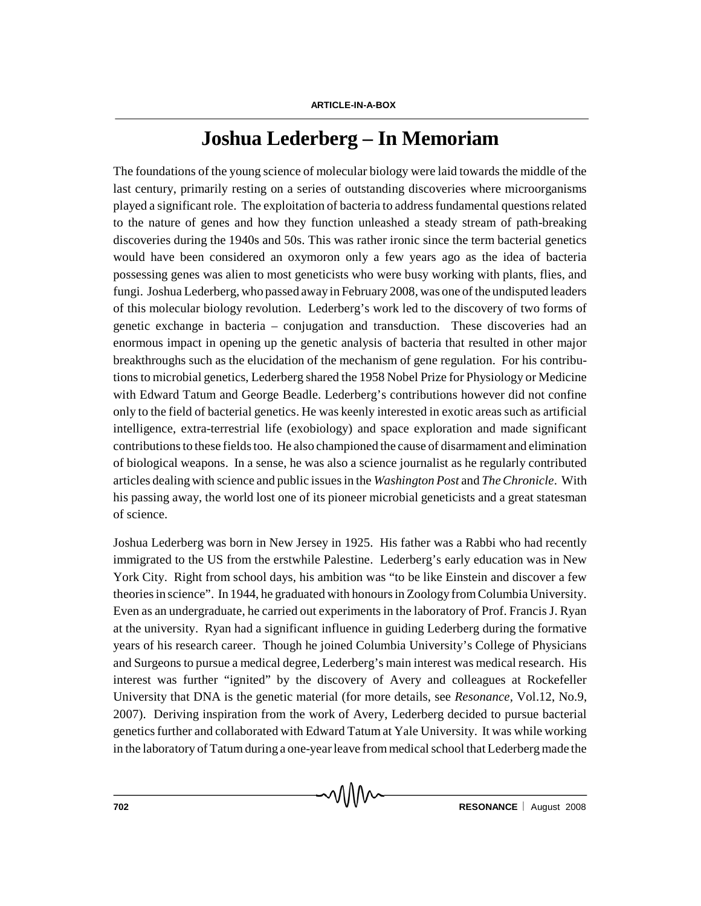# Joshua Lederberg – In Memoriam

The foundations of the young science of molecular biology were laid towards the middle of the last century, primarily resting on a series of outstanding discoveries where microorganisms played a significant role. The exploitation of bacteria to address fundamental questions related to the nature of genes and how they function unleashed a steady stream of path-breaking discoveries during the 1940s and 50s. This was rather ironic since the term bacterial genetics would have been considered an oxymoron only a few years ago as the idea of bacteria possessing genes was alien to most geneticists who were busy working with plants, flies, and fungi. Joshua Lederberg, who passed away in February 2008, was one of the undisputed leaders of this molecular biology revolution. Lederberg's work led to the discovery of two forms of genetic exchange in bacteria – conjugation and transduction. These discoveries had an enormous impact in opening up the genetic analysis of bacteria that resulted in other major breakthroughs such as the elucidation of the mechanism of gene regulation. For his contributions to microbial genetics, Lederberg shared the 1958 Nobel Prize for Physiology or Medicine with Edward Tatum and George Beadle. Lederberg's contributions however did not confine only to the field of bacterial genetics. He was keenly interested in exotic areas such as artificial intelligence, extra-terrestrial life (exobiology) and space exploration and made significant contributions to these fields too. He also championed the cause of disarmament and elimination of biological weapons. In a sense, he was also a science journalist as he regularly contributed articles dealing with science and public issues in the *Washington Post* and *The Chronicle*. With his passing away, the world lost one of its pioneer microbial geneticists and a great statesman of science.

Joshua Lederberg was born in New Jersey in 1925. His father was a Rabbi who had recently immigrated to the US from the erstwhile Palestine. Lederberg's early education was in New York City. Right from school days, his ambition was "to be like Einstein and discover a few theories in science". In 1944, he graduated with honours in Zoology from Columbia University. Even as an undergraduate, he carried out experiments in the laboratory of Prof. Francis J. Ryan at the university. Ryan had a significant influence in guiding Lederberg during the formative years of his research career. Though he joined Columbia University's College of Physicians and Surgeons to pursue a medical degree, Lederberg's main interest was medical research. His interest was further "ignited" by the discovery of Avery and colleagues at Rockefeller University that DNA is the genetic material (for more details, see *Resonance*, Vol.12, No.9, 2007). Deriving inspiration from the work of Avery, Lederberg decided to pursue bacterial genetics further and collaborated with Edward Tatum at Yale University. It was while working in the laboratory of Tatum during a one-year leave from medical school that Lederberg made the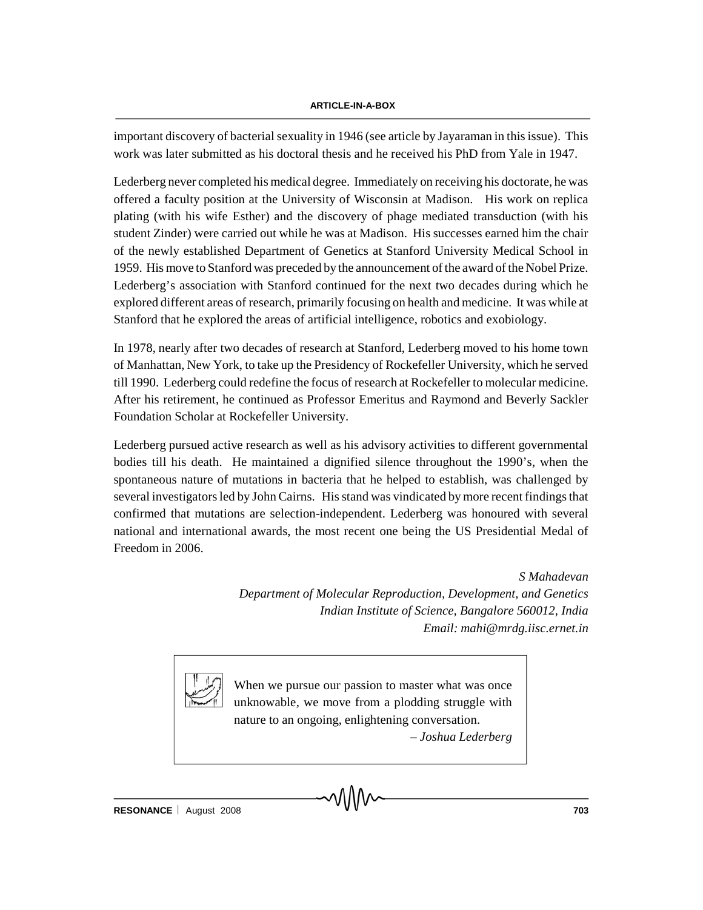important discovery of bacterial sexuality in 1946 (see article by Jayaraman in this issue). This work was later submitted as his doctoral thesis and he received his PhD from Yale in 1947.

Lederberg never completed his medical degree. Immediately on receiving his doctorate, he was offered a faculty position at the University of Wisconsin at Madison. His work on replica plating (with his wife Esther) and the discovery of phage mediated transduction (with his student Zinder) were carried out while he was at Madison. His successes earned him the chair of the newly established Department of Genetics at Stanford University Medical School in 1959. His move to Stanford was preceded by the announcement of the award of the Nobel Prize. Lederberg's association with Stanford continued for the next two decades during which he explored different areas of research, primarily focusing on health and medicine. It was while at Stanford that he explored the areas of artificial intelligence, robotics and exobiology.

In 1978, nearly after two decades of research at Stanford, Lederberg moved to his home town of Manhattan, New York, to take up the Presidency of Rockefeller University, which he served till 1990. Lederberg could redefine the focus of research at Rockefeller to molecular medicine. After his retirement, he continued as Professor Emeritus and Raymond and Beverly Sackler Foundation Scholar at Rockefeller University.

Lederberg pursued active research as well as his advisory activities to different governmental bodies till his death. He maintained a dignified silence throughout the 1990's, when the spontaneous nature of mutations in bacteria that he helped to establish, was challenged by several investigators led by John Cairns. His stand was vindicated by more recent findings that confirmed that mutations are selection-independent. Lederberg was honoured with several national and international awards, the most recent one being the US Presidential Medal of Freedom in 2006.

*S Mahadevan*
*Department of Molecular Reproduction, Development, and Genetics*
*Indian Institute of Science, Bangalore 560012, India*
*Email: mahi@mrdg.iisc.ernet.in*

> When we pursue our passion to master what was once unknowable, we move from a plodding struggle with nature to an ongoing, enlightening conversation.
>
> – *Joshua Lederberg*